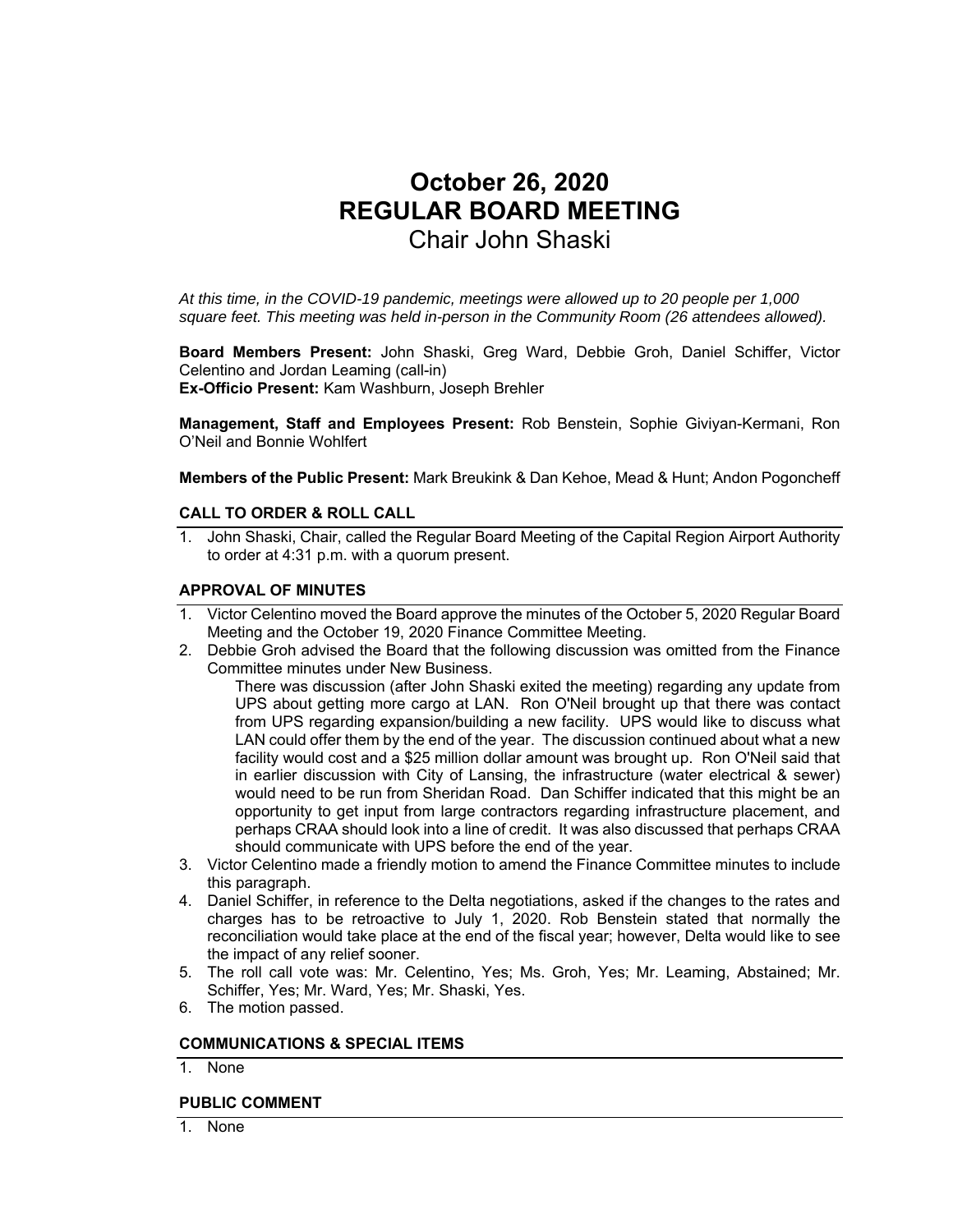# October 26, 2020
# REGULAR BOARD MEETING
## Chair John Shaski

*At this time, in the COVID-19 pandemic, meetings were allowed up to 20 people per 1,000 square feet. This meeting was held in-person in the Community Room (26 attendees allowed).*

**Board Members Present:** John Shaski, Greg Ward, Debbie Groh, Daniel Schiffer, Victor Celentino and Jordan Leaming (call-in)
**Ex-Officio Present:** Kam Washburn, Joseph Brehler

**Management, Staff and Employees Present:** Rob Benstein, Sophie Giviyan-Kermani, Ron O'Neil and Bonnie Wohlfert

**Members of the Public Present:** Mark Breukink & Dan Kehoe, Mead & Hunt; Andon Pogoncheff

### CALL TO ORDER & ROLL CALL

1. John Shaski, Chair, called the Regular Board Meeting of the Capital Region Airport Authority to order at 4:31 p.m. with a quorum present.

### APPROVAL OF MINUTES

1. Victor Celentino moved the Board approve the minutes of the October 5, 2020 Regular Board Meeting and the October 19, 2020 Finance Committee Meeting.
2. Debbie Groh advised the Board that the following discussion was omitted from the Finance Committee minutes under New Business.

   There was discussion (after John Shaski exited the meeting) regarding any update from UPS about getting more cargo at LAN. Ron O'Neil brought up that there was contact from UPS regarding expansion/building a new facility. UPS would like to discuss what LAN could offer them by the end of the year. The discussion continued about what a new facility would cost and a $25 million dollar amount was brought up. Ron O'Neil said that in earlier discussion with City of Lansing, the infrastructure (water electrical & sewer) would need to be run from Sheridan Road. Dan Schiffer indicated that this might be an opportunity to get input from large contractors regarding infrastructure placement, and perhaps CRAA should look into a line of credit. It was also discussed that perhaps CRAA should communicate with UPS before the end of the year.
3. Victor Celentino made a friendly motion to amend the Finance Committee minutes to include this paragraph.
4. Daniel Schiffer, in reference to the Delta negotiations, asked if the changes to the rates and charges has to be retroactive to July 1, 2020. Rob Benstein stated that normally the reconciliation would take place at the end of the fiscal year; however, Delta would like to see the impact of any relief sooner.
5. The roll call vote was: Mr. Celentino, Yes; Ms. Groh, Yes; Mr. Leaming, Abstained; Mr. Schiffer, Yes; Mr. Ward, Yes; Mr. Shaski, Yes.
6. The motion passed.

### COMMUNICATIONS & SPECIAL ITEMS

1. None

### PUBLIC COMMENT

1. None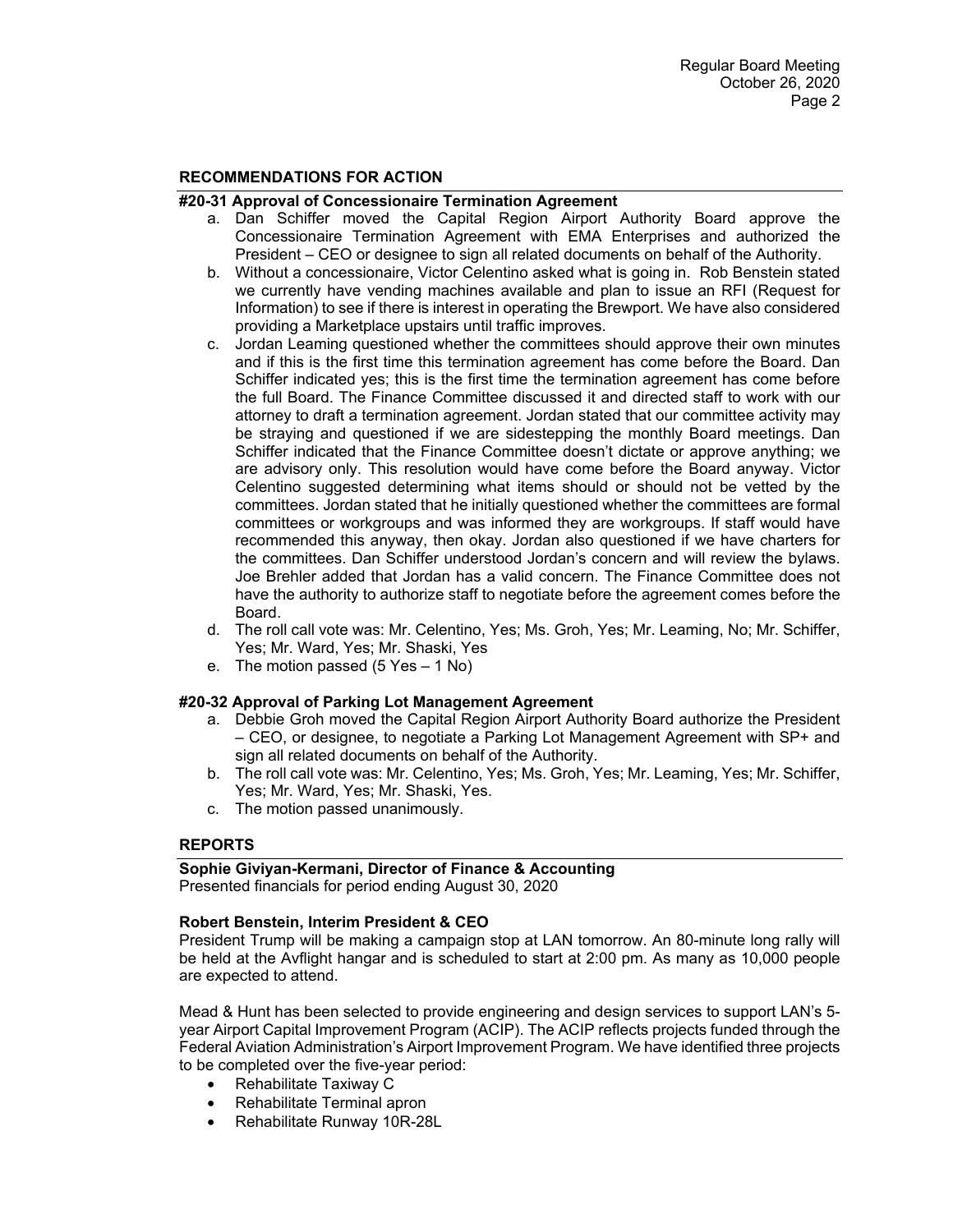## RECOMMENDATIONS FOR ACTION

### #20-31 Approval of Concessionaire Termination Agreement

a. Dan Schiffer moved the Capital Region Airport Authority Board approve the Concessionaire Termination Agreement with EMA Enterprises and authorized the President – CEO or designee to sign all related documents on behalf of the Authority.

b. Without a concessionaire, Victor Celentino asked what is going in. Rob Benstein stated we currently have vending machines available and plan to issue an RFI (Request for Information) to see if there is interest in operating the Brewport. We have also considered providing a Marketplace upstairs until traffic improves.

c. Jordan Leaming questioned whether the committees should approve their own minutes and if this is the first time this termination agreement has come before the Board. Dan Schiffer indicated yes; this is the first time the termination agreement has come before the full Board. The Finance Committee discussed it and directed staff to work with our attorney to draft a termination agreement. Jordan stated that our committee activity may be straying and questioned if we are sidestepping the monthly Board meetings. Dan Schiffer indicated that the Finance Committee doesn't dictate or approve anything; we are advisory only. This resolution would have come before the Board anyway. Victor Celentino suggested determining what items should or should not be vetted by the committees. Jordan stated that he initially questioned whether the committees are formal committees or workgroups and was informed they are workgroups. If staff would have recommended this anyway, then okay. Jordan also questioned if we have charters for the committees. Dan Schiffer understood Jordan's concern and will review the bylaws. Joe Brehler added that Jordan has a valid concern. The Finance Committee does not have the authority to authorize staff to negotiate before the agreement comes before the Board.

d. The roll call vote was: Mr. Celentino, Yes; Ms. Groh, Yes; Mr. Leaming, No; Mr. Schiffer, Yes; Mr. Ward, Yes; Mr. Shaski, Yes

e. The motion passed (5 Yes – 1 No)

### #20-32 Approval of Parking Lot Management Agreement

a. Debbie Groh moved the Capital Region Airport Authority Board authorize the President – CEO, or designee, to negotiate a Parking Lot Management Agreement with SP+ and sign all related documents on behalf of the Authority.

b. The roll call vote was: Mr. Celentino, Yes; Ms. Groh, Yes; Mr. Leaming, Yes; Mr. Schiffer, Yes; Mr. Ward, Yes; Mr. Shaski, Yes.

c. The motion passed unanimously.

## REPORTS

### Sophie Giviyan-Kermani, Director of Finance & Accounting

Presented financials for period ending August 30, 2020

### Robert Benstein, Interim President & CEO

President Trump will be making a campaign stop at LAN tomorrow. An 80-minute long rally will be held at the Avflight hangar and is scheduled to start at 2:00 pm. As many as 10,000 people are expected to attend.

Mead & Hunt has been selected to provide engineering and design services to support LAN's 5-year Airport Capital Improvement Program (ACIP). The ACIP reflects projects funded through the Federal Aviation Administration's Airport Improvement Program. We have identified three projects to be completed over the five-year period:

- Rehabilitate Taxiway C
- Rehabilitate Terminal apron
- Rehabilitate Runway 10R-28L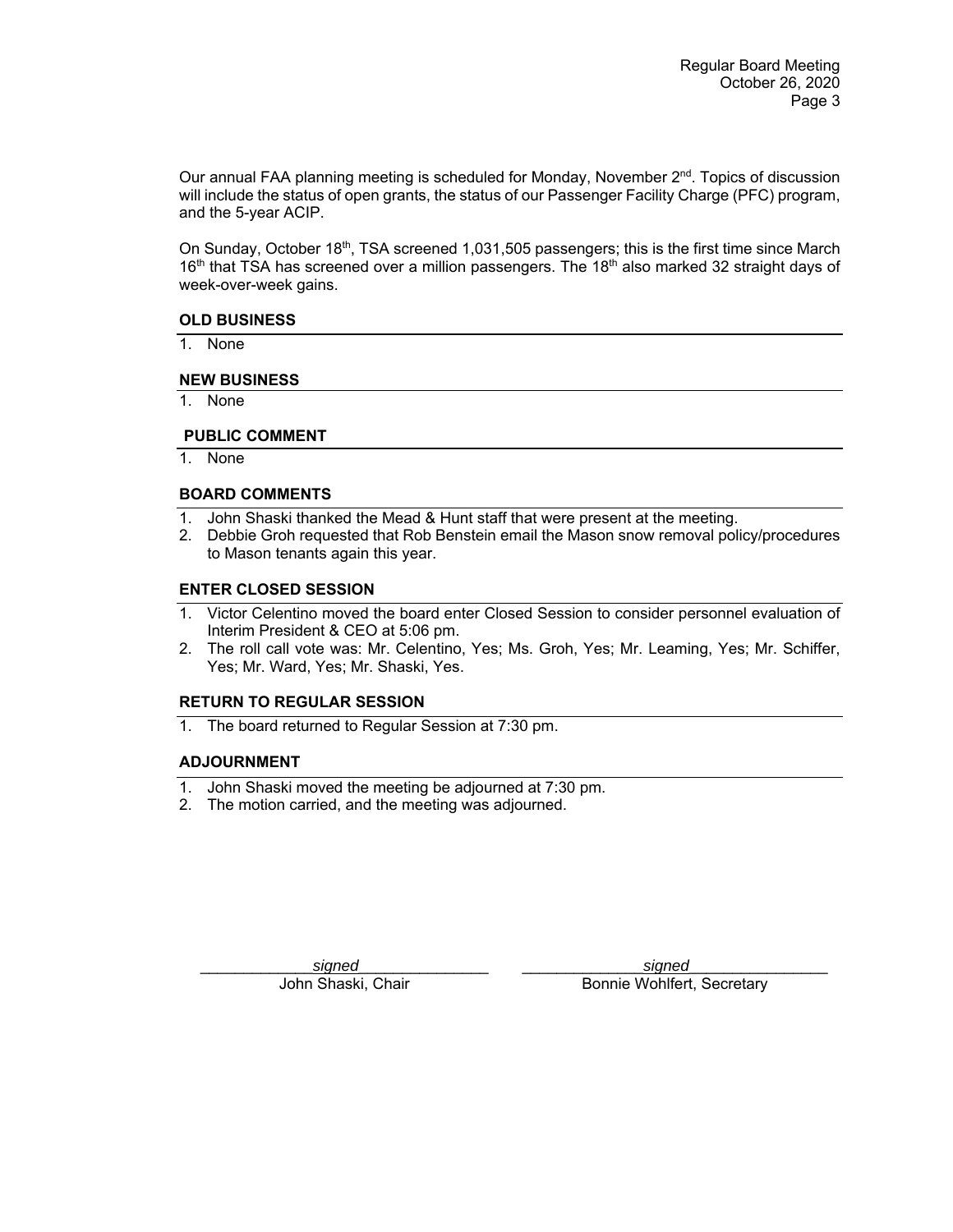Our annual FAA planning meeting is scheduled for Monday, November 2nd. Topics of discussion will include the status of open grants, the status of our Passenger Facility Charge (PFC) program, and the 5-year ACIP.

On Sunday, October 18th, TSA screened 1,031,505 passengers; this is the first time since March 16th that TSA has screened over a million passengers. The 18th also marked 32 straight days of week-over-week gains.

**OLD BUSINESS**

1. None

**NEW BUSINESS**

1. None

**PUBLIC COMMENT**

1. None

**BOARD COMMENTS**

1. John Shaski thanked the Mead & Hunt staff that were present at the meeting.
2. Debbie Groh requested that Rob Benstein email the Mason snow removal policy/procedures to Mason tenants again this year.

**ENTER CLOSED SESSION**

1. Victor Celentino moved the board enter Closed Session to consider personnel evaluation of Interim President & CEO at 5:06 pm.
2. The roll call vote was: Mr. Celentino, Yes; Ms. Groh, Yes; Mr. Leaming, Yes; Mr. Schiffer, Yes; Mr. Ward, Yes; Mr. Shaski, Yes.

**RETURN TO REGULAR SESSION**

1. The board returned to Regular Session at 7:30 pm.

**ADJOURNMENT**

1. John Shaski moved the meeting be adjourned at 7:30 pm.
2. The motion carried, and the meeting was adjourned.

*signed*
John Shaski, Chair

*signed*
Bonnie Wohlfert, Secretary